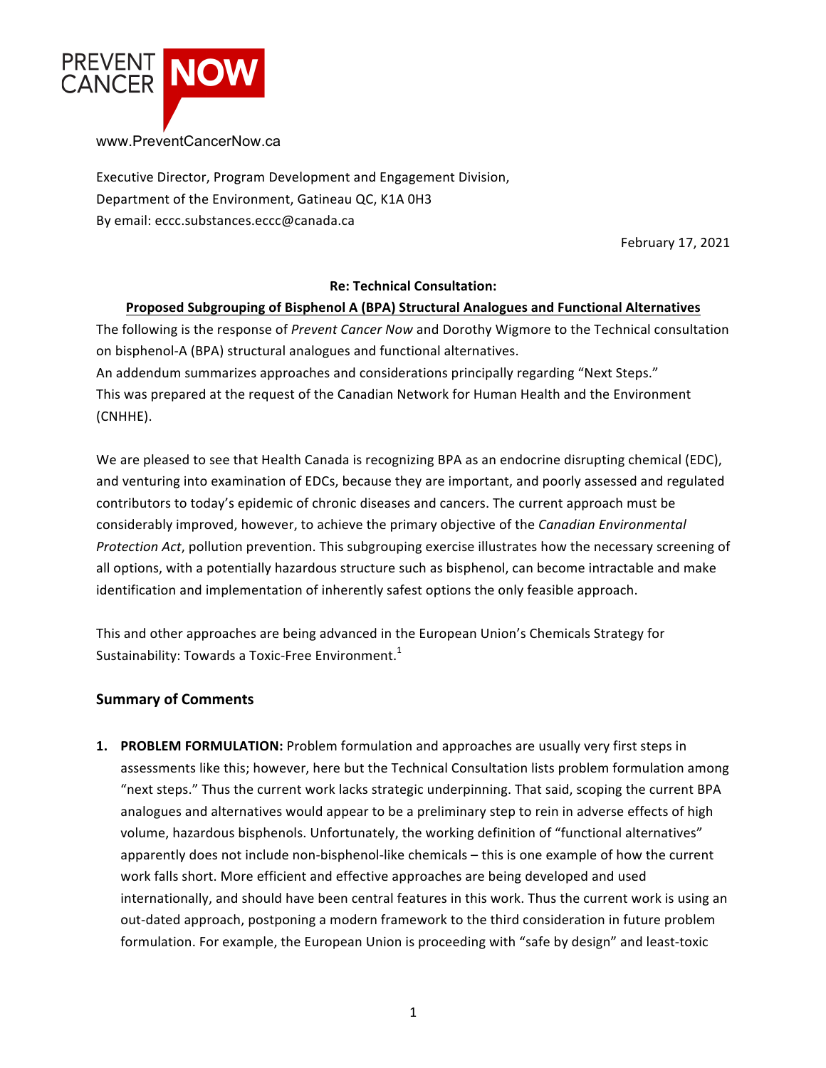PREVENT CANCER **NOW**

www.PreventCancerNow.ca

Executive Director, Program Development and Engagement Division,
Department of the Environment, Gatineau QC, K1A 0H3
By email: eccc.substances.eccc@canada.ca

February 17, 2021

**Re: Technical Consultation:**

**Proposed Subgrouping of Bisphenol A (BPA) Structural Analogues and Functional Alternatives**

The following is the response of *Prevent Cancer Now* and Dorothy Wigmore to the Technical consultation on bisphenol-A (BPA) structural analogues and functional alternatives.
An addendum summarizes approaches and considerations principally regarding "Next Steps."
This was prepared at the request of the Canadian Network for Human Health and the Environment (CNHHE).

We are pleased to see that Health Canada is recognizing BPA as an endocrine disrupting chemical (EDC), and venturing into examination of EDCs, because they are important, and poorly assessed and regulated contributors to today's epidemic of chronic diseases and cancers. The current approach must be considerably improved, however, to achieve the primary objective of the *Canadian Environmental Protection Act*, pollution prevention. This subgrouping exercise illustrates how the necessary screening of all options, with a potentially hazardous structure such as bisphenol, can become intractable and make identification and implementation of inherently safest options the only feasible approach.

This and other approaches are being advanced in the European Union's Chemicals Strategy for Sustainability: Towards a Toxic-Free Environment.[1]

## Summary of Comments

1. **PROBLEM FORMULATION:** Problem formulation and approaches are usually very first steps in assessments like this; however, here but the Technical Consultation lists problem formulation among "next steps." Thus the current work lacks strategic underpinning. That said, scoping the current BPA analogues and alternatives would appear to be a preliminary step to rein in adverse effects of high volume, hazardous bisphenols. Unfortunately, the working definition of "functional alternatives" apparently does not include non-bisphenol-like chemicals – this is one example of how the current work falls short. More efficient and effective approaches are being developed and used internationally, and should have been central features in this work. Thus the current work is using an out-dated approach, postponing a modern framework to the third consideration in future problem formulation. For example, the European Union is proceeding with "safe by design" and least-toxic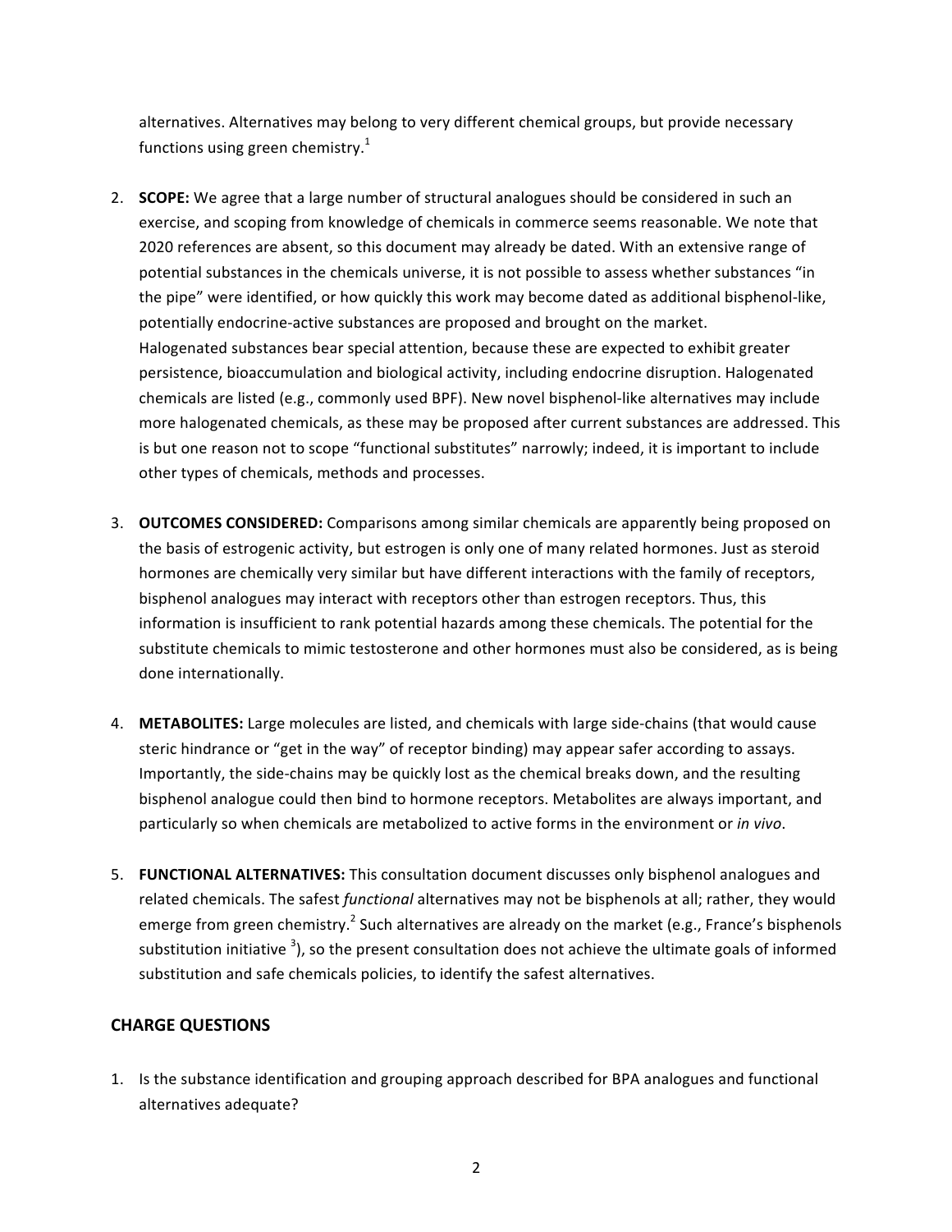alternatives. Alternatives may belong to very different chemical groups, but provide necessary functions using green chemistry.[1]

2. **SCOPE:** We agree that a large number of structural analogues should be considered in such an exercise, and scoping from knowledge of chemicals in commerce seems reasonable. We note that 2020 references are absent, so this document may already be dated. With an extensive range of potential substances in the chemicals universe, it is not possible to assess whether substances "in the pipe" were identified, or how quickly this work may become dated as additional bisphenol-like, potentially endocrine-active substances are proposed and brought on the market.
   Halogenated substances bear special attention, because these are expected to exhibit greater persistence, bioaccumulation and biological activity, including endocrine disruption. Halogenated chemicals are listed (e.g., commonly used BPF). New novel bisphenol-like alternatives may include more halogenated chemicals, as these may be proposed after current substances are addressed. This is but one reason not to scope "functional substitutes" narrowly; indeed, it is important to include other types of chemicals, methods and processes.

3. **OUTCOMES CONSIDERED:** Comparisons among similar chemicals are apparently being proposed on the basis of estrogenic activity, but estrogen is only one of many related hormones. Just as steroid hormones are chemically very similar but have different interactions with the family of receptors, bisphenol analogues may interact with receptors other than estrogen receptors. Thus, this information is insufficient to rank potential hazards among these chemicals. The potential for the substitute chemicals to mimic testosterone and other hormones must also be considered, as is being done internationally.

4. **METABOLITES:** Large molecules are listed, and chemicals with large side-chains (that would cause steric hindrance or "get in the way" of receptor binding) may appear safer according to assays. Importantly, the side-chains may be quickly lost as the chemical breaks down, and the resulting bisphenol analogue could then bind to hormone receptors. Metabolites are always important, and particularly so when chemicals are metabolized to active forms in the environment or *in vivo*.

5. **FUNCTIONAL ALTERNATIVES:** This consultation document discusses only bisphenol analogues and related chemicals. The safest *functional* alternatives may not be bisphenols at all; rather, they would emerge from green chemistry.[2] Such alternatives are already on the market (e.g., France's bisphenols substitution initiative [3]), so the present consultation does not achieve the ultimate goals of informed substitution and safe chemicals policies, to identify the safest alternatives.

## CHARGE QUESTIONS

1. Is the substance identification and grouping approach described for BPA analogues and functional alternatives adequate?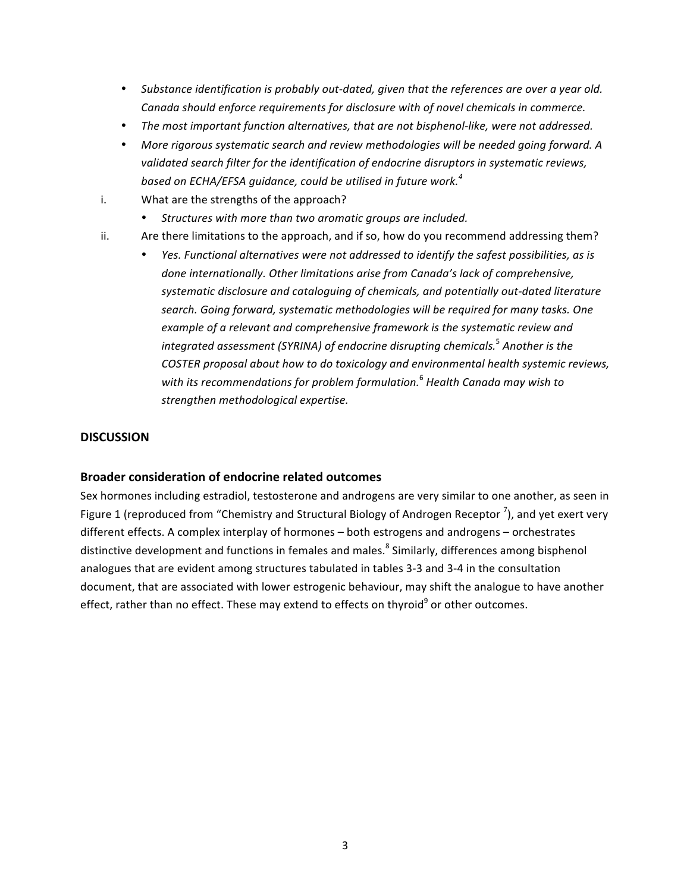- *Substance identification is probably out-dated, given that the references are over a year old. Canada should enforce requirements for disclosure with of novel chemicals in commerce.*
- *The most important function alternatives, that are not bisphenol-like, were not addressed.*
- *More rigorous systematic search and review methodologies will be needed going forward. A validated search filter for the identification of endocrine disruptors in systematic reviews, based on ECHA/EFSA guidance, could be utilised in future work.*[4]

i. What are the strengths of the approach?
   - *Structures with more than two aromatic groups are included.*

ii. Are there limitations to the approach, and if so, how do you recommend addressing them?
   - *Yes. Functional alternatives were not addressed to identify the safest possibilities, as is done internationally. Other limitations arise from Canada's lack of comprehensive, systematic disclosure and cataloguing of chemicals, and potentially out-dated literature search. Going forward, systematic methodologies will be required for many tasks. One example of a relevant and comprehensive framework is the systematic review and integrated assessment (SYRINA) of endocrine disrupting chemicals.*[5] *Another is the COSTER proposal about how to do toxicology and environmental health systemic reviews, with its recommendations for problem formulation.*[6] *Health Canada may wish to strengthen methodological expertise.*

## DISCUSSION

### Broader consideration of endocrine related outcomes

Sex hormones including estradiol, testosterone and androgens are very similar to one another, as seen in Figure 1 (reproduced from "Chemistry and Structural Biology of Androgen Receptor [7]), and yet exert very different effects. A complex interplay of hormones – both estrogens and androgens – orchestrates distinctive development and functions in females and males.[8] Similarly, differences among bisphenol analogues that are evident among structures tabulated in tables 3-3 and 3-4 in the consultation document, that are associated with lower estrogenic behaviour, may shift the analogue to have another effect, rather than no effect. These may extend to effects on thyroid[9] or other outcomes.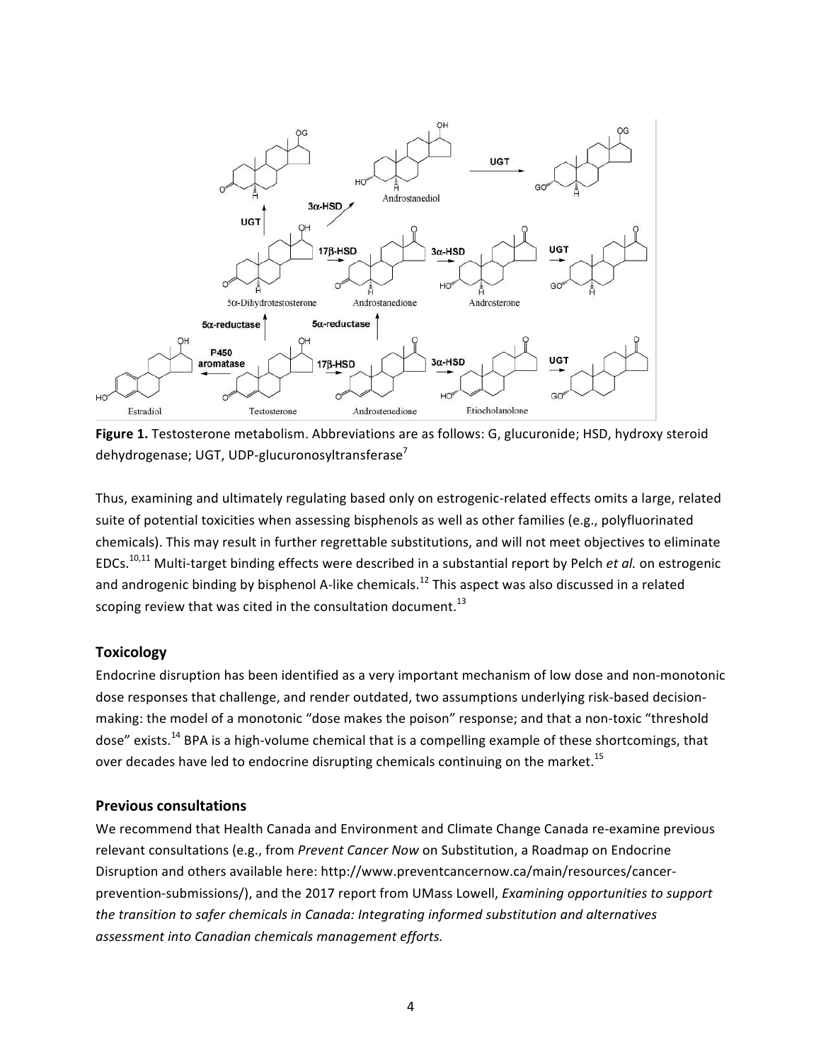**Figure 1.** Testosterone metabolism. Abbreviations are as follows: G, glucuronide; HSD, hydroxy steroid dehydrogenase; UGT, UDP-glucuronosyltransferase[7]

Thus, examining and ultimately regulating based only on estrogenic-related effects omits a large, related suite of potential toxicities when assessing bisphenols as well as other families (e.g., polyfluorinated chemicals). This may result in further regrettable substitutions, and will not meet objectives to eliminate EDCs.[10,11] Multi-target binding effects were described in a substantial report by Pelch *et al.* on estrogenic and androgenic binding by bisphenol A-like chemicals.[12] This aspect was also discussed in a related scoping review that was cited in the consultation document.[13]

## Toxicology

Endocrine disruption has been identified as a very important mechanism of low dose and non-monotonic dose responses that challenge, and render outdated, two assumptions underlying risk-based decision-making: the model of a monotonic "dose makes the poison" response; and that a non-toxic "threshold dose" exists.[14] BPA is a high-volume chemical that is a compelling example of these shortcomings, that over decades have led to endocrine disrupting chemicals continuing on the market.[15]

## Previous consultations

We recommend that Health Canada and Environment and Climate Change Canada re-examine previous relevant consultations (e.g., from *Prevent Cancer Now* on Substitution, a Roadmap on Endocrine Disruption and others available here: http://www.preventcancernow.ca/main/resources/cancer-prevention-submissions/), and the 2017 report from UMass Lowell, *Examining opportunities to support the transition to safer chemicals in Canada: Integrating informed substitution and alternatives assessment into Canadian chemicals management efforts.*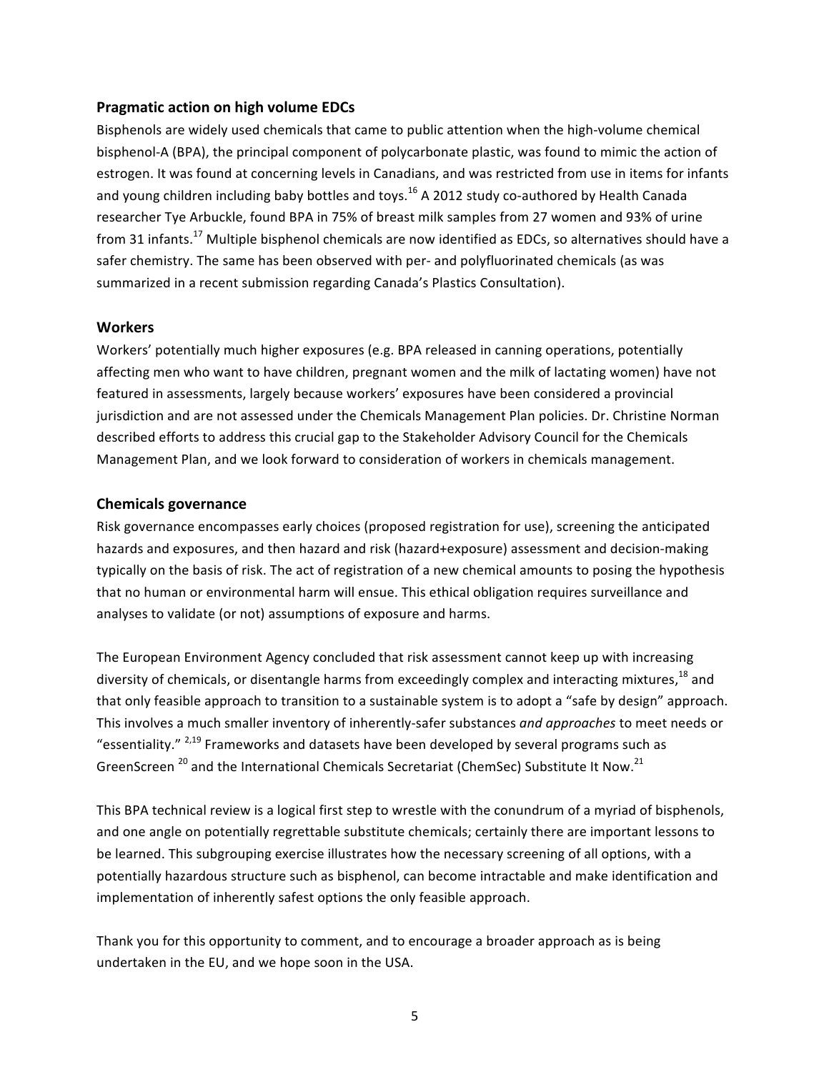### Pragmatic action on high volume EDCs

Bisphenols are widely used chemicals that came to public attention when the high-volume chemical bisphenol-A (BPA), the principal component of polycarbonate plastic, was found to mimic the action of estrogen. It was found at concerning levels in Canadians, and was restricted from use in items for infants and young children including baby bottles and toys.[16] A 2012 study co-authored by Health Canada researcher Tye Arbuckle, found BPA in 75% of breast milk samples from 27 women and 93% of urine from 31 infants.[17] Multiple bisphenol chemicals are now identified as EDCs, so alternatives should have a safer chemistry. The same has been observed with per- and polyfluorinated chemicals (as was summarized in a recent submission regarding Canada's Plastics Consultation).

### Workers

Workers' potentially much higher exposures (e.g. BPA released in canning operations, potentially affecting men who want to have children, pregnant women and the milk of lactating women) have not featured in assessments, largely because workers' exposures have been considered a provincial jurisdiction and are not assessed under the Chemicals Management Plan policies. Dr. Christine Norman described efforts to address this crucial gap to the Stakeholder Advisory Council for the Chemicals Management Plan, and we look forward to consideration of workers in chemicals management.

### Chemicals governance

Risk governance encompasses early choices (proposed registration for use), screening the anticipated hazards and exposures, and then hazard and risk (hazard+exposure) assessment and decision-making typically on the basis of risk. The act of registration of a new chemical amounts to posing the hypothesis that no human or environmental harm will ensue. This ethical obligation requires surveillance and analyses to validate (or not) assumptions of exposure and harms.

The European Environment Agency concluded that risk assessment cannot keep up with increasing diversity of chemicals, or disentangle harms from exceedingly complex and interacting mixtures,[18] and that only feasible approach to transition to a sustainable system is to adopt a "safe by design" approach. This involves a much smaller inventory of inherently-safer substances *and approaches* to meet needs or "essentiality."[2,19] Frameworks and datasets have been developed by several programs such as GreenScreen[20] and the International Chemicals Secretariat (ChemSec) Substitute It Now.[21]

This BPA technical review is a logical first step to wrestle with the conundrum of a myriad of bisphenols, and one angle on potentially regrettable substitute chemicals; certainly there are important lessons to be learned. This subgrouping exercise illustrates how the necessary screening of all options, with a potentially hazardous structure such as bisphenol, can become intractable and make identification and implementation of inherently safest options the only feasible approach.

Thank you for this opportunity to comment, and to encourage a broader approach as is being undertaken in the EU, and we hope soon in the USA.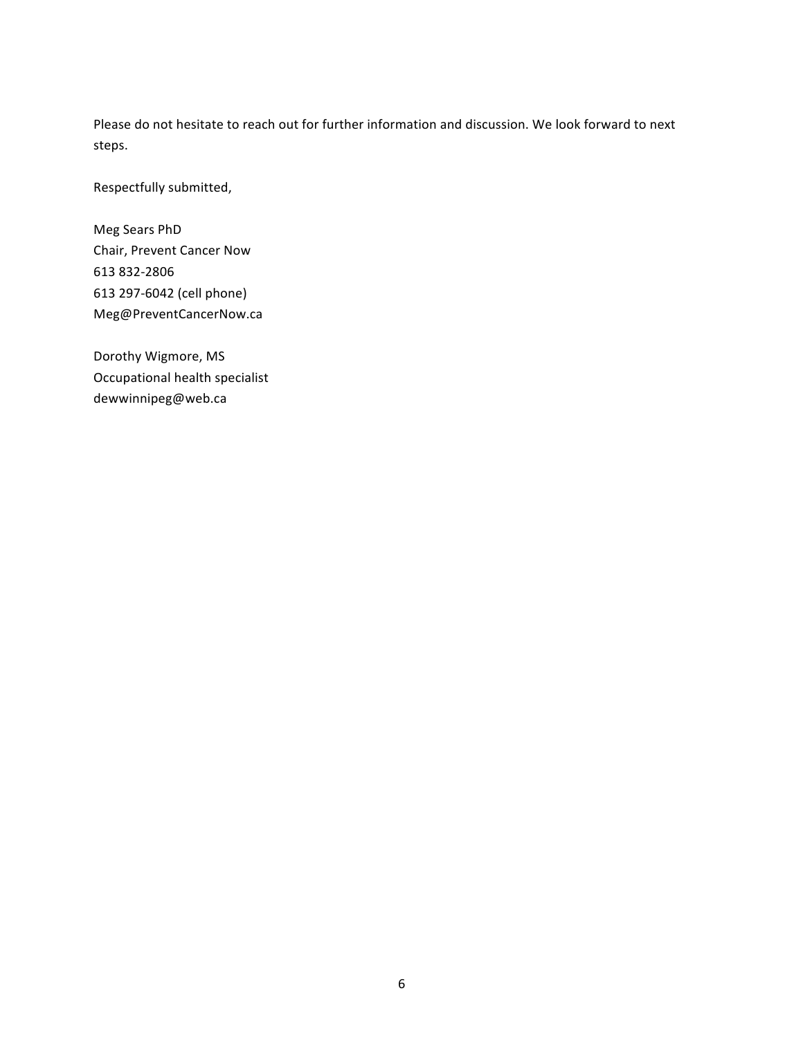Please do not hesitate to reach out for further information and discussion. We look forward to next steps.

Respectfully submitted,

Meg Sears PhD  
Chair, Prevent Cancer Now  
613 832-2806  
613 297-6042 (cell phone)  
Meg@PreventCancerNow.ca

Dorothy Wigmore, MS  
Occupational health specialist  
dewwinnipeg@web.ca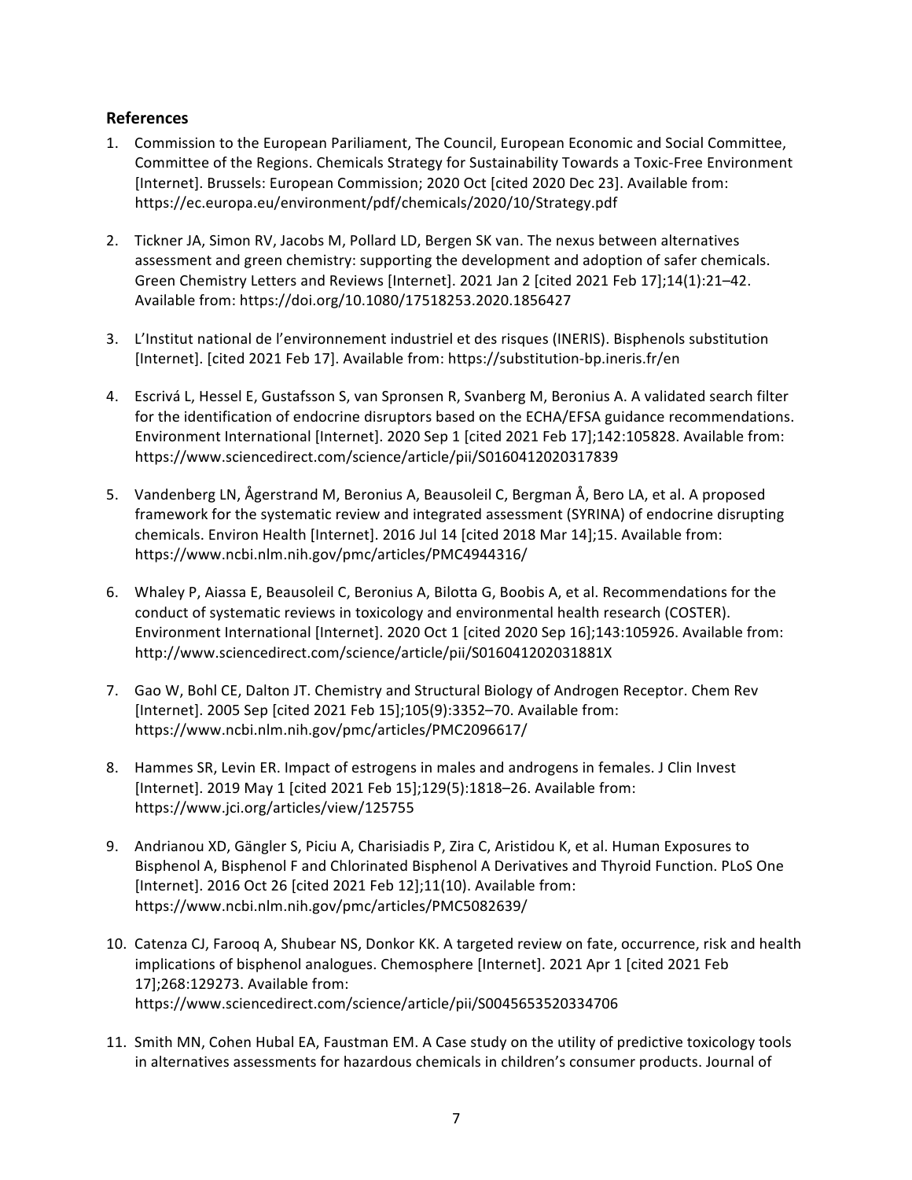## References

1. Commission to the European Pariliament, The Council, European Economic and Social Committee, Committee of the Regions. Chemicals Strategy for Sustainability Towards a Toxic-Free Environment [Internet]. Brussels: European Commission; 2020 Oct [cited 2020 Dec 23]. Available from: https://ec.europa.eu/environment/pdf/chemicals/2020/10/Strategy.pdf

2. Tickner JA, Simon RV, Jacobs M, Pollard LD, Bergen SK van. The nexus between alternatives assessment and green chemistry: supporting the development and adoption of safer chemicals. Green Chemistry Letters and Reviews [Internet]. 2021 Jan 2 [cited 2021 Feb 17];14(1):21–42. Available from: https://doi.org/10.1080/17518253.2020.1856427

3. L'Institut national de l'environnement industriel et des risques (INERIS). Bisphenols substitution [Internet]. [cited 2021 Feb 17]. Available from: https://substitution-bp.ineris.fr/en

4. Escrivá L, Hessel E, Gustafsson S, van Spronsen R, Svanberg M, Beronius A. A validated search filter for the identification of endocrine disruptors based on the ECHA/EFSA guidance recommendations. Environment International [Internet]. 2020 Sep 1 [cited 2021 Feb 17];142:105828. Available from: https://www.sciencedirect.com/science/article/pii/S0160412020317839

5. Vandenberg LN, Ågerstrand M, Beronius A, Beausoleil C, Bergman Å, Bero LA, et al. A proposed framework for the systematic review and integrated assessment (SYRINA) of endocrine disrupting chemicals. Environ Health [Internet]. 2016 Jul 14 [cited 2018 Mar 14];15. Available from: https://www.ncbi.nlm.nih.gov/pmc/articles/PMC4944316/

6. Whaley P, Aiassa E, Beausoleil C, Beronius A, Bilotta G, Boobis A, et al. Recommendations for the conduct of systematic reviews in toxicology and environmental health research (COSTER). Environment International [Internet]. 2020 Oct 1 [cited 2020 Sep 16];143:105926. Available from: http://www.sciencedirect.com/science/article/pii/S016041202031881X

7. Gao W, Bohl CE, Dalton JT. Chemistry and Structural Biology of Androgen Receptor. Chem Rev [Internet]. 2005 Sep [cited 2021 Feb 15];105(9):3352–70. Available from: https://www.ncbi.nlm.nih.gov/pmc/articles/PMC2096617/

8. Hammes SR, Levin ER. Impact of estrogens in males and androgens in females. J Clin Invest [Internet]. 2019 May 1 [cited 2021 Feb 15];129(5):1818–26. Available from: https://www.jci.org/articles/view/125755

9. Andrianou XD, Gängler S, Piciu A, Charisiadis P, Zira C, Aristidou K, et al. Human Exposures to Bisphenol A, Bisphenol F and Chlorinated Bisphenol A Derivatives and Thyroid Function. PLoS One [Internet]. 2016 Oct 26 [cited 2021 Feb 12];11(10). Available from: https://www.ncbi.nlm.nih.gov/pmc/articles/PMC5082639/

10. Catenza CJ, Farooq A, Shubear NS, Donkor KK. A targeted review on fate, occurrence, risk and health implications of bisphenol analogues. Chemosphere [Internet]. 2021 Apr 1 [cited 2021 Feb 17];268:129273. Available from: https://www.sciencedirect.com/science/article/pii/S0045653520334706

11. Smith MN, Cohen Hubal EA, Faustman EM. A Case study on the utility of predictive toxicology tools in alternatives assessments for hazardous chemicals in children's consumer products. Journal of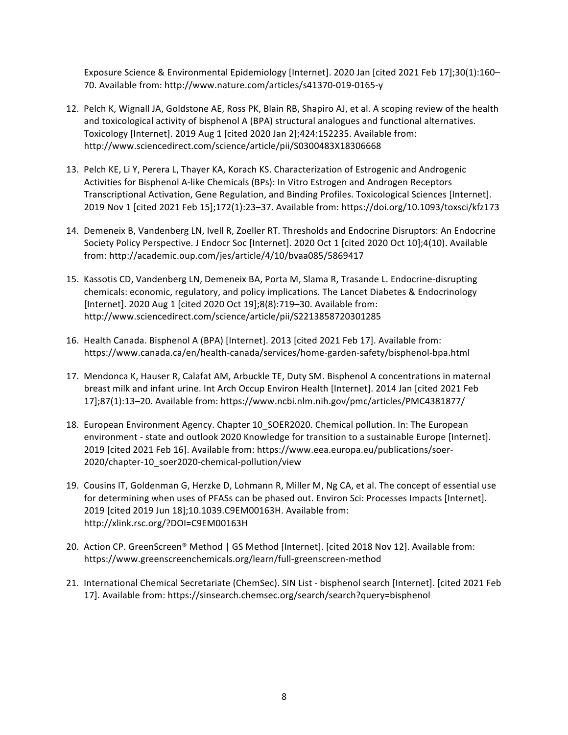Exposure Science & Environmental Epidemiology [Internet]. 2020 Jan [cited 2021 Feb 17];30(1):160–70. Available from: http://www.nature.com/articles/s41370-019-0165-y

12. Pelch K, Wignall JA, Goldstone AE, Ross PK, Blain RB, Shapiro AJ, et al. A scoping review of the health and toxicological activity of bisphenol A (BPA) structural analogues and functional alternatives. Toxicology [Internet]. 2019 Aug 1 [cited 2020 Jan 2];424:152235. Available from: http://www.sciencedirect.com/science/article/pii/S0300483X18306668

13. Pelch KE, Li Y, Perera L, Thayer KA, Korach KS. Characterization of Estrogenic and Androgenic Activities for Bisphenol A-like Chemicals (BPs): In Vitro Estrogen and Androgen Receptors Transcriptional Activation, Gene Regulation, and Binding Profiles. Toxicological Sciences [Internet]. 2019 Nov 1 [cited 2021 Feb 15];172(1):23–37. Available from: https://doi.org/10.1093/toxsci/kfz173

14. Demeneix B, Vandenberg LN, Ivell R, Zoeller RT. Thresholds and Endocrine Disruptors: An Endocrine Society Policy Perspective. J Endocr Soc [Internet]. 2020 Oct 1 [cited 2020 Oct 10];4(10). Available from: http://academic.oup.com/jes/article/4/10/bvaa085/5869417

15. Kassotis CD, Vandenberg LN, Demeneix BA, Porta M, Slama R, Trasande L. Endocrine-disrupting chemicals: economic, regulatory, and policy implications. The Lancet Diabetes & Endocrinology [Internet]. 2020 Aug 1 [cited 2020 Oct 19];8(8):719–30. Available from: http://www.sciencedirect.com/science/article/pii/S2213858720301285

16. Health Canada. Bisphenol A (BPA) [Internet]. 2013 [cited 2021 Feb 17]. Available from: https://www.canada.ca/en/health-canada/services/home-garden-safety/bisphenol-bpa.html

17. Mendonca K, Hauser R, Calafat AM, Arbuckle TE, Duty SM. Bisphenol A concentrations in maternal breast milk and infant urine. Int Arch Occup Environ Health [Internet]. 2014 Jan [cited 2021 Feb 17];87(1):13–20. Available from: https://www.ncbi.nlm.nih.gov/pmc/articles/PMC4381877/

18. European Environment Agency. Chapter 10_SOER2020. Chemical pollution. In: The European environment - state and outlook 2020 Knowledge for transition to a sustainable Europe [Internet]. 2019 [cited 2021 Feb 16]. Available from: https://www.eea.europa.eu/publications/soer-2020/chapter-10_soer2020-chemical-pollution/view

19. Cousins IT, Goldenman G, Herzke D, Lohmann R, Miller M, Ng CA, et al. The concept of essential use for determining when uses of PFASs can be phased out. Environ Sci: Processes Impacts [Internet]. 2019 [cited 2019 Jun 18];10.1039.C9EM00163H. Available from: http://xlink.rsc.org/?DOI=C9EM00163H

20. Action CP. GreenScreen® Method | GS Method [Internet]. [cited 2018 Nov 12]. Available from: https://www.greenscreenchemicals.org/learn/full-greenscreen-method

21. International Chemical Secretariate (ChemSec). SIN List - bisphenol search [Internet]. [cited 2021 Feb 17]. Available from: https://sinsearch.chemsec.org/search/search?query=bisphenol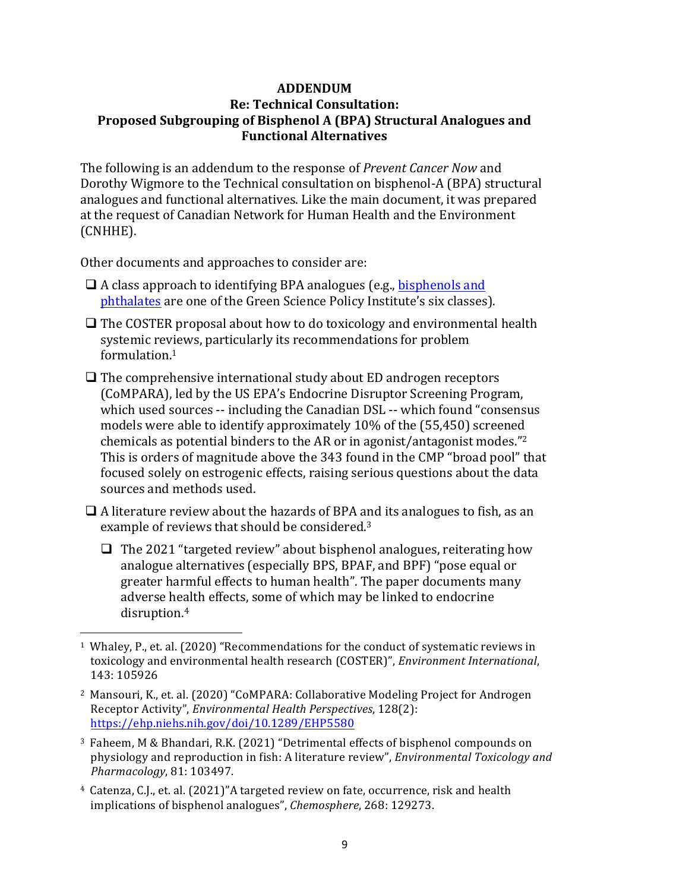**ADDENDUM**
**Re: Technical Consultation:**
**Proposed Subgrouping of Bisphenol A (BPA) Structural Analogues and Functional Alternatives**

The following is an addendum to the response of *Prevent Cancer Now* and Dorothy Wigmore to the Technical consultation on bisphenol-A (BPA) structural analogues and functional alternatives. Like the main document, it was prepared at the request of Canadian Network for Human Health and the Environment (CNHHE).

Other documents and approaches to consider are:

- ❑ A class approach to identifying BPA analogues (e.g., bisphenols and phthalates are one of the Green Science Policy Institute's six classes).
- ❑ The COSTER proposal about how to do toxicology and environmental health systemic reviews, particularly its recommendations for problem formulation.[1]
- ❑ The comprehensive international study about ED androgen receptors (CoMPARA), led by the US EPA's Endocrine Disruptor Screening Program, which used sources -- including the Canadian DSL -- which found "consensus models were able to identify approximately 10% of the (55,450) screened chemicals as potential binders to the AR or in agonist/antagonist modes."[2] This is orders of magnitude above the 343 found in the CMP "broad pool" that focused solely on estrogenic effects, raising serious questions about the data sources and methods used.
- ❑ A literature review about the hazards of BPA and its analogues to fish, as an example of reviews that should be considered.[3]
  - ❑ The 2021 "targeted review" about bisphenol analogues, reiterating how analogue alternatives (especially BPS, BPAF, and BPF) "pose equal or greater harmful effects to human health". The paper documents many adverse health effects, some of which may be linked to endocrine disruption.[4]

---

[1] Whaley, P., et. al. (2020) "Recommendations for the conduct of systematic reviews in toxicology and environmental health research (COSTER)", *Environment International*, 143: 105926

[2] Mansouri, K., et. al. (2020) "CoMPARA: Collaborative Modeling Project for Androgen Receptor Activity", *Environmental Health Perspectives*, 128(2): https://ehp.niehs.nih.gov/doi/10.1289/EHP5580

[3] Faheem, M & Bhandari, R.K. (2021) "Detrimental effects of bisphenol compounds on physiology and reproduction in fish: A literature review", *Environmental Toxicology and Pharmacology*, 81: 103497.

[4] Catenza, C.J., et. al. (2021)"A targeted review on fate, occurrence, risk and health implications of bisphenol analogues", *Chemosphere*, 268: 129273.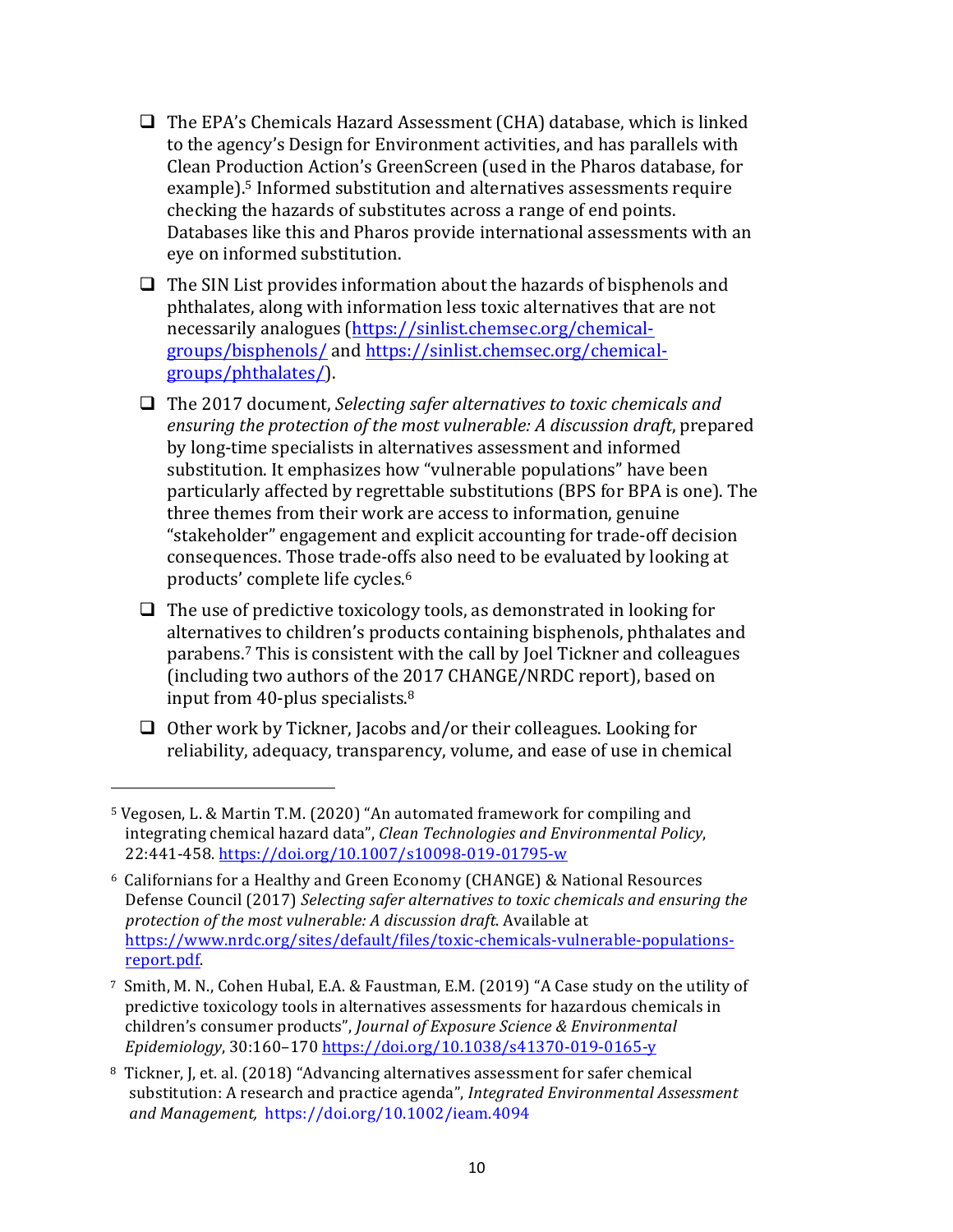- ❑ The EPA's Chemicals Hazard Assessment (CHA) database, which is linked to the agency's Design for Environment activities, and has parallels with Clean Production Action's GreenScreen (used in the Pharos database, for example).[5] Informed substitution and alternatives assessments require checking the hazards of substitutes across a range of end points. Databases like this and Pharos provide international assessments with an eye on informed substitution.

- ❑ The SIN List provides information about the hazards of bisphenols and phthalates, along with information less toxic alternatives that are not necessarily analogues (https://sinlist.chemsec.org/chemical-groups/bisphenols/ and https://sinlist.chemsec.org/chemical-groups/phthalates/).

- ❑ The 2017 document, *Selecting safer alternatives to toxic chemicals and ensuring the protection of the most vulnerable: A discussion draft*, prepared by long-time specialists in alternatives assessment and informed substitution. It emphasizes how "vulnerable populations" have been particularly affected by regrettable substitutions (BPS for BPA is one). The three themes from their work are access to information, genuine "stakeholder" engagement and explicit accounting for trade-off decision consequences. Those trade-offs also need to be evaluated by looking at products' complete life cycles.[6]

- ❑ The use of predictive toxicology tools, as demonstrated in looking for alternatives to children's products containing bisphenols, phthalates and parabens.[7] This is consistent with the call by Joel Tickner and colleagues (including two authors of the 2017 CHANGE/NRDC report), based on input from 40-plus specialists.[8]

- ❑ Other work by Tickner, Jacobs and/or their colleagues. Looking for reliability, adequacy, transparency, volume, and ease of use in chemical

---

[5] Vegosen, L. & Martin T.M. (2020) "An automated framework for compiling and integrating chemical hazard data", *Clean Technologies and Environmental Policy*, 22:441-458. https://doi.org/10.1007/s10098-019-01795-w

[6] Californians for a Healthy and Green Economy (CHANGE) & National Resources Defense Council (2017) *Selecting safer alternatives to toxic chemicals and ensuring the protection of the most vulnerable: A discussion draft*. Available at https://www.nrdc.org/sites/default/files/toxic-chemicals-vulnerable-populations-report.pdf.

[7] Smith, M. N., Cohen Hubal, E.A. & Faustman, E.M. (2019) "A Case study on the utility of predictive toxicology tools in alternatives assessments for hazardous chemicals in children's consumer products", *Journal of Exposure Science & Environmental Epidemiology*, 30:160–170 https://doi.org/10.1038/s41370-019-0165-y

[8] Tickner, J, et. al. (2018) "Advancing alternatives assessment for safer chemical substitution: A research and practice agenda", *Integrated Environmental Assessment and Management,* https://doi.org/10.1002/ieam.4094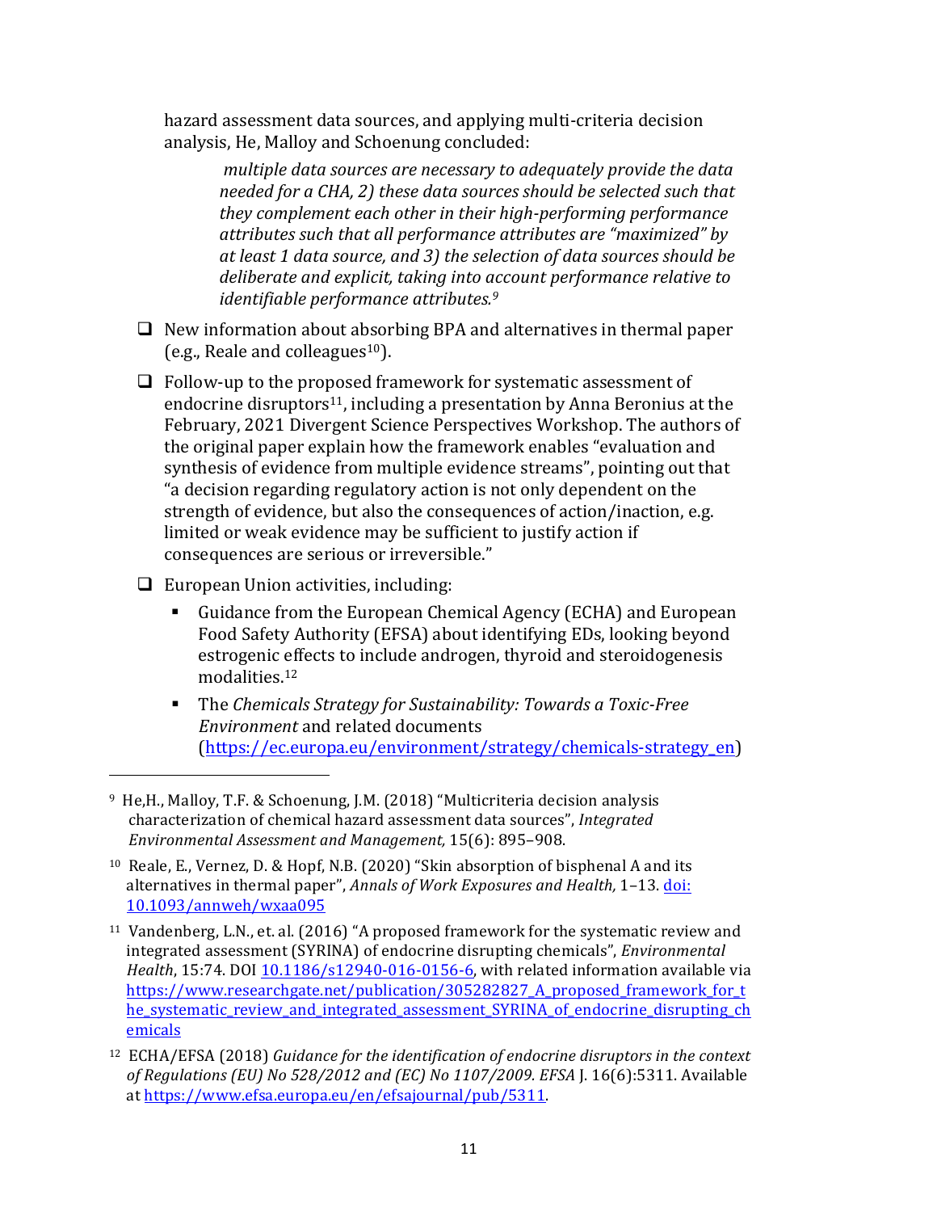hazard assessment data sources, and applying multi-criteria decision analysis, He, Malloy and Schoenung concluded:

> *multiple data sources are necessary to adequately provide the data needed for a CHA, 2) these data sources should be selected such that they complement each other in their high-performing performance attributes such that all performance attributes are "maximized" by at least 1 data source, and 3) the selection of data sources should be deliberate and explicit, taking into account performance relative to identifiable performance attributes.*[9]

- ❑ New information about absorbing BPA and alternatives in thermal paper (e.g., Reale and colleagues[10]).
- ❑ Follow-up to the proposed framework for systematic assessment of endocrine disruptors[11], including a presentation by Anna Beronius at the February, 2021 Divergent Science Perspectives Workshop. The authors of the original paper explain how the framework enables "evaluation and synthesis of evidence from multiple evidence streams", pointing out that "a decision regarding regulatory action is not only dependent on the strength of evidence, but also the consequences of action/inaction, e.g. limited or weak evidence may be sufficient to justify action if consequences are serious or irreversible."
- ❑ European Union activities, including:
  - Guidance from the European Chemical Agency (ECHA) and European Food Safety Authority (EFSA) about identifying EDs, looking beyond estrogenic effects to include androgen, thyroid and steroidogenesis modalities.[12]
  - The *Chemicals Strategy for Sustainability: Towards a Toxic-Free Environment* and related documents (https://ec.europa.eu/environment/strategy/chemicals-strategy_en)

---

[9] He,H., Malloy, T.F. & Schoenung, J.M. (2018) "Multicriteria decision analysis characterization of chemical hazard assessment data sources", *Integrated Environmental Assessment and Management,* 15(6): 895–908.

[10] Reale, E., Vernez, D. & Hopf, N.B. (2020) "Skin absorption of bisphenal A and its alternatives in thermal paper", *Annals of Work Exposures and Health,* 1–13. doi: 10.1093/annweh/wxaa095

[11] Vandenberg, L.N., et. al. (2016) "A proposed framework for the systematic review and integrated assessment (SYRINA) of endocrine disrupting chemicals", *Environmental Health*, 15:74. DOI 10.1186/s12940-016-0156-6, with related information available via https://www.researchgate.net/publication/305282827_A_proposed_framework_for_the_systematic_review_and_integrated_assessment_SYRINA_of_endocrine_disrupting_chemicals

[12] ECHA/EFSA (2018) *Guidance for the identification of endocrine disruptors in the context of Regulations (EU) No 528/2012 and (EC) No 1107/2009. EFSA* J. 16(6):5311. Available at https://www.efsa.europa.eu/en/efsajournal/pub/5311.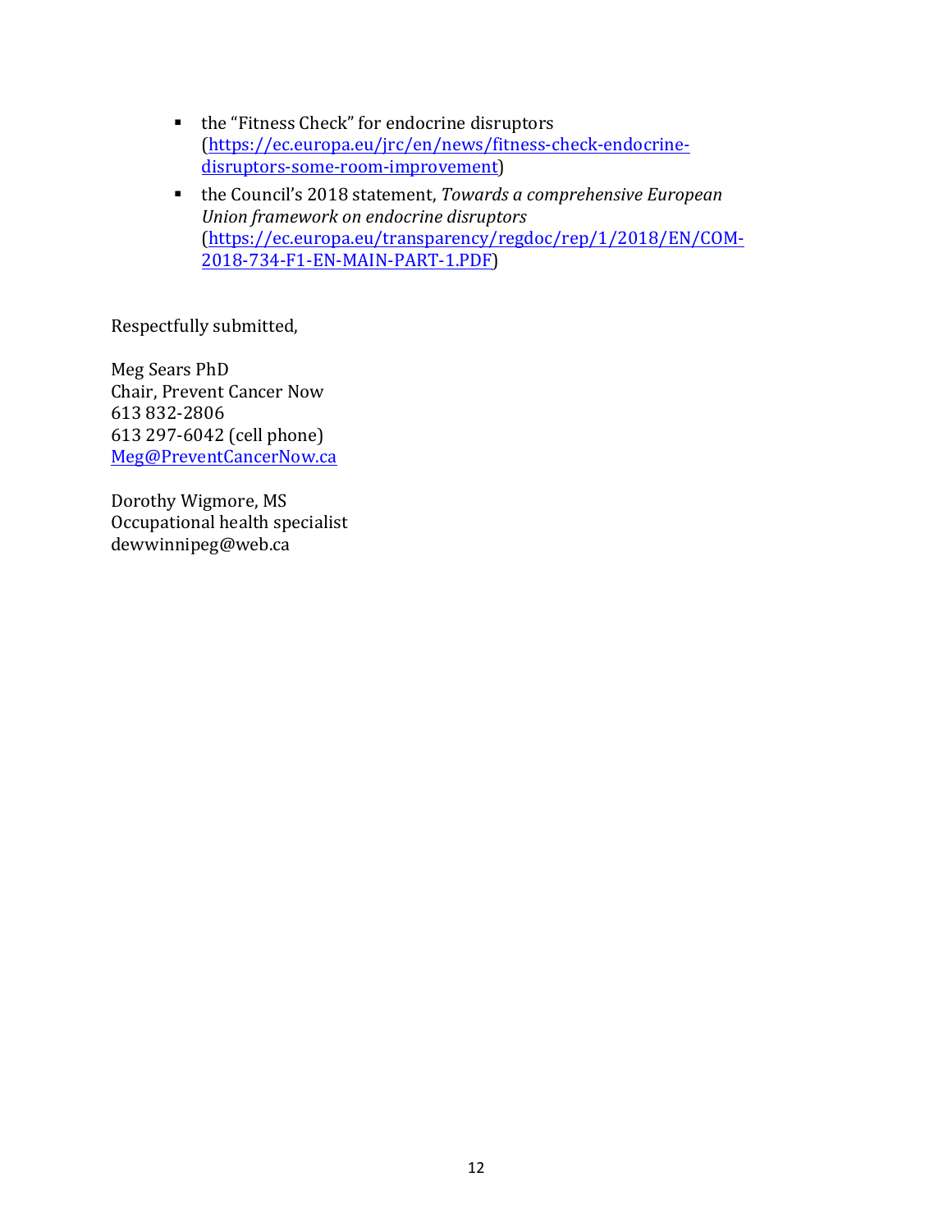- the "Fitness Check" for endocrine disruptors (https://ec.europa.eu/jrc/en/news/fitness-check-endocrine-disruptors-some-room-improvement)
- the Council's 2018 statement, *Towards a comprehensive European Union framework on endocrine disruptors* (https://ec.europa.eu/transparency/regdoc/rep/1/2018/EN/COM-2018-734-F1-EN-MAIN-PART-1.PDF)

Respectfully submitted,

Meg Sears PhD
Chair, Prevent Cancer Now
613 832-2806
613 297-6042 (cell phone)
Meg@PreventCancerNow.ca

Dorothy Wigmore, MS
Occupational health specialist
dewwinnipeg@web.ca